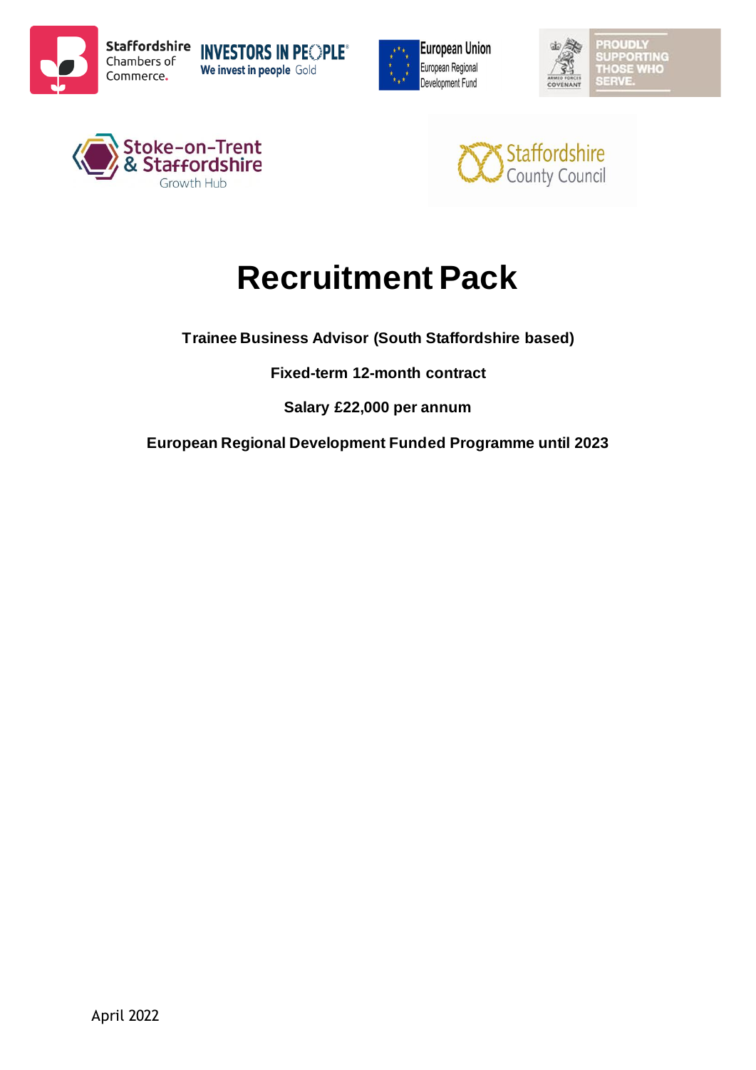# Recruitment Pack

**Trainee Business Advisor (South Staffordshire based)**

**Fixed-term 12-month contract**

**Salary £22,000 per annum**

**European Regional Development Funded Programme until 2023**

April 2022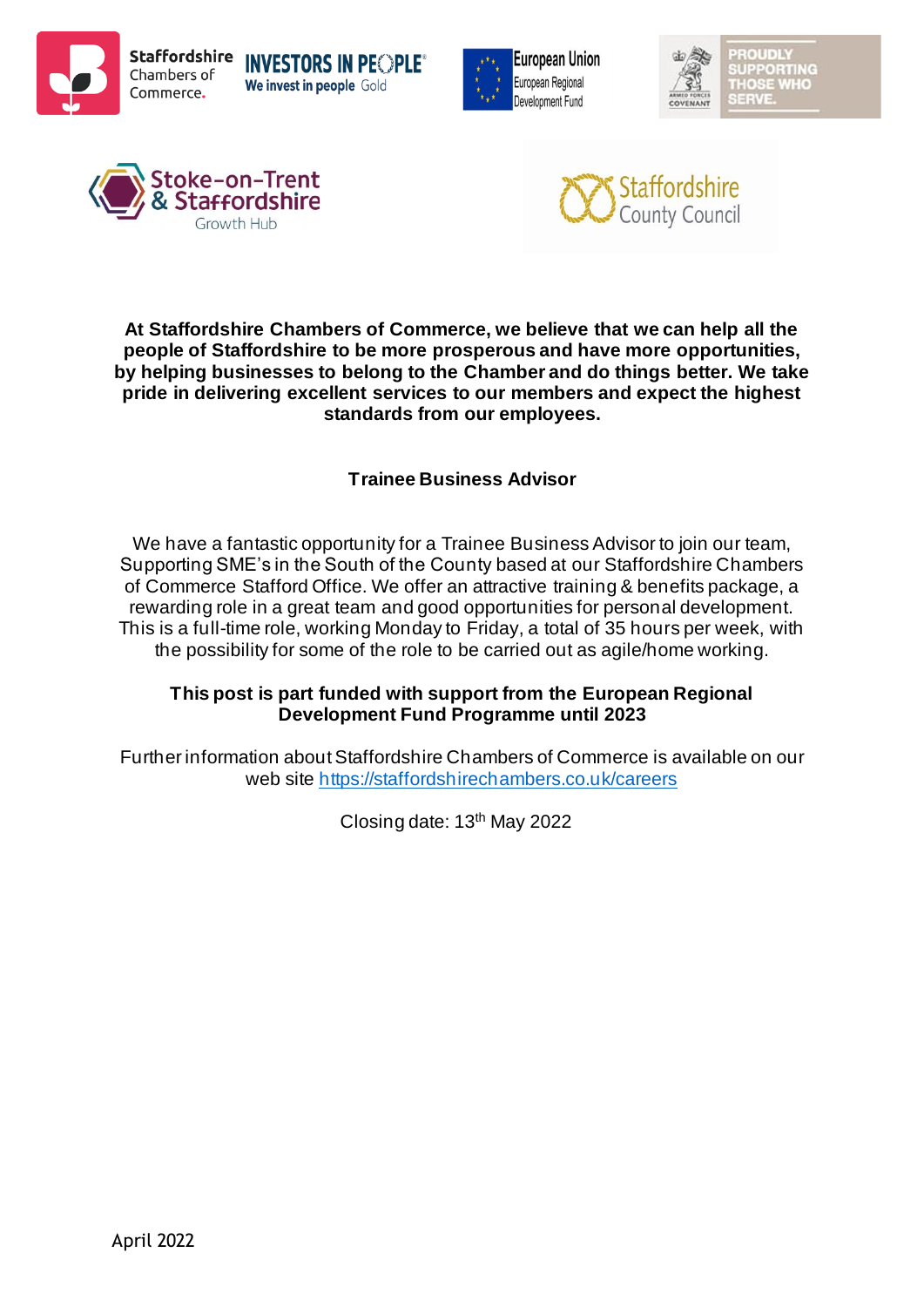**At Staffordshire Chambers of Commerce, we believe that we can help all the people of Staffordshire to be more prosperous and have more opportunities, by helping businesses to belong to the Chamber and do things better. We take pride in delivering excellent services to our members and expect the highest standards from our employees.**

## Trainee Business Advisor

We have a fantastic opportunity for a Trainee Business Advisor to join our team, Supporting SME's in the South of the County based at our Staffordshire Chambers of Commerce Stafford Office. We offer an attractive training & benefits package, a rewarding role in a great team and good opportunities for personal development. This is a full-time role, working Monday to Friday, a total of 35 hours per week, with the possibility for some of the role to be carried out as agile/home working.

**This post is part funded with support from the European Regional Development Fund Programme until 2023**

Further information about Staffordshire Chambers of Commerce is available on our web site https://staffordshirechambers.co.uk/careers

Closing date: 13th May 2022

April 2022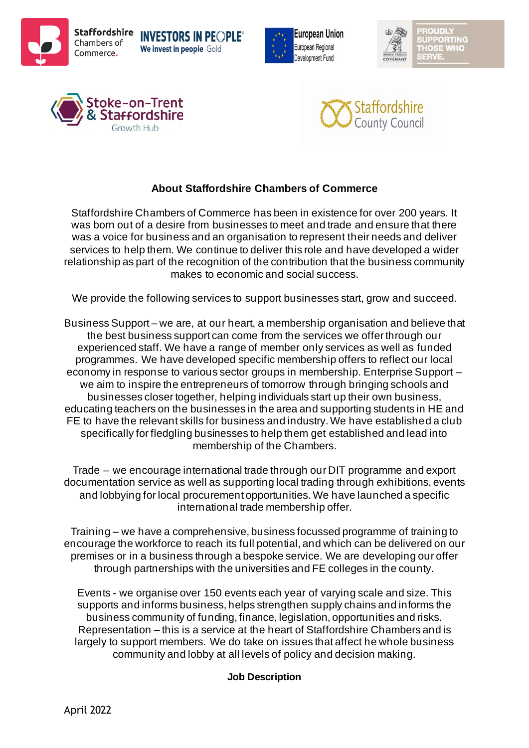## About Staffordshire Chambers of Commerce

Staffordshire Chambers of Commerce has been in existence for over 200 years. It was born out of a desire from businesses to meet and trade and ensure that there was a voice for business and an organisation to represent their needs and deliver services to help them. We continue to deliver this role and have developed a wider relationship as part of the recognition of the contribution that the business community makes to economic and social success.

We provide the following services to support businesses start, grow and succeed.

Business Support – we are, at our heart, a membership organisation and believe that the best business support can come from the services we offer through our experienced staff. We have a range of member only services as well as funded programmes. We have developed specific membership offers to reflect our local economy in response to various sector groups in membership. Enterprise Support – we aim to inspire the entrepreneurs of tomorrow through bringing schools and businesses closer together, helping individuals start up their own business, educating teachers on the businesses in the area and supporting students in HE and FE to have the relevant skills for business and industry. We have established a club specifically for fledgling businesses to help them get established and lead into membership of the Chambers.

Trade – we encourage international trade through our DIT programme and export documentation service as well as supporting local trading through exhibitions, events and lobbying for local procurement opportunities. We have launched a specific international trade membership offer.

Training – we have a comprehensive, business focussed programme of training to encourage the workforce to reach its full potential, and which can be delivered on our premises or in a business through a bespoke service. We are developing our offer through partnerships with the universities and FE colleges in the county.

Events - we organise over 150 events each year of varying scale and size. This supports and informs business, helps strengthen supply chains and informs the business community of funding, finance, legislation, opportunities and risks. Representation – this is a service at the heart of Staffordshire Chambers and is largely to support members. We do take on issues that affect he whole business community and lobby at all levels of policy and decision making.

**Job Description**

April 2022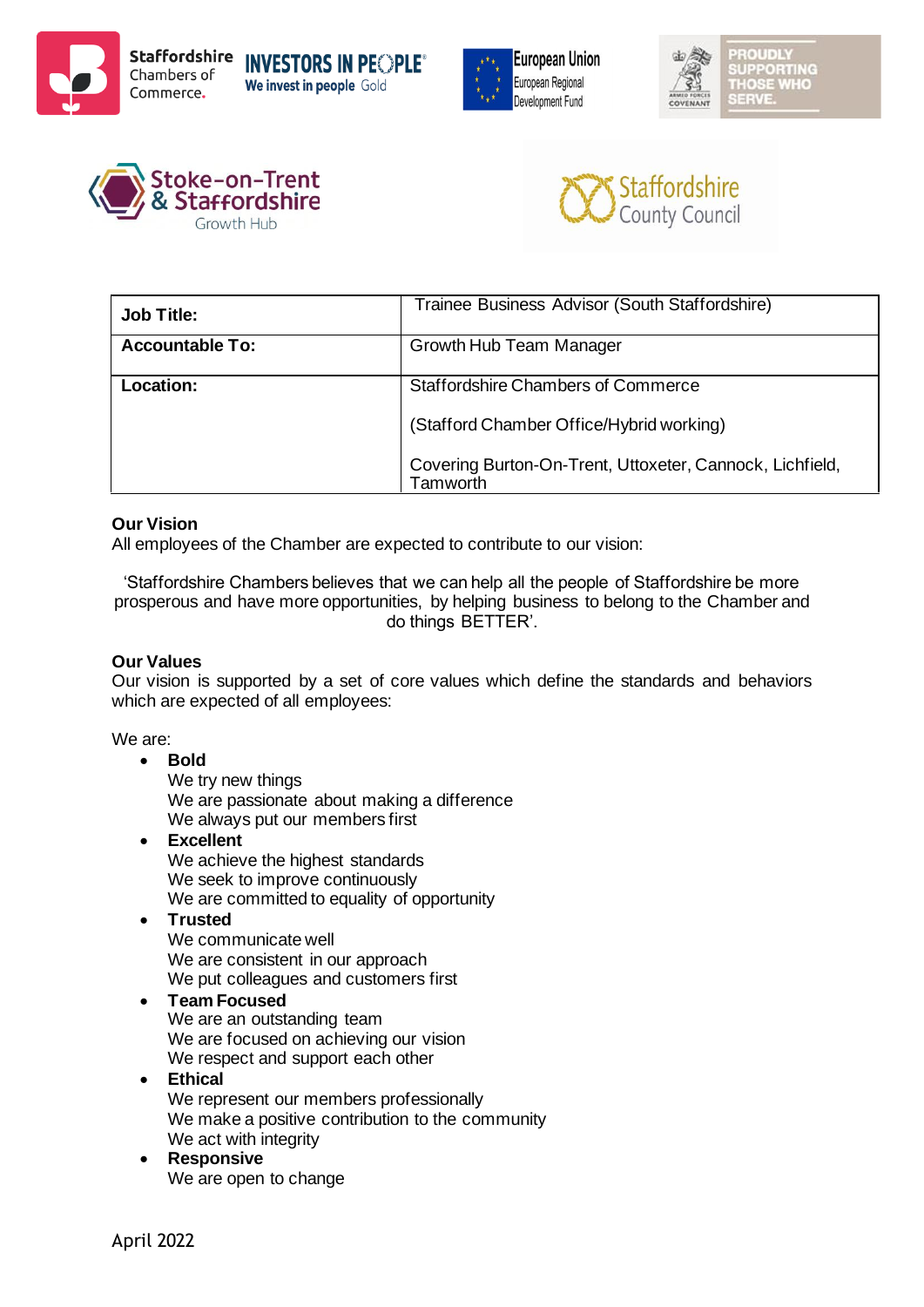| **Job Title:** | Trainee Business Advisor (South Staffordshire) |
| --- | --- |
| **Accountable To:** | Growth Hub Team Manager |
| **Location:** | Staffordshire Chambers of Commerce<br><br>(Stafford Chamber Office/Hybrid working)<br><br>Covering Burton-On-Trent, Uttoxeter, Cannock, Lichfield, Tamworth |

**Our Vision**
All employees of the Chamber are expected to contribute to our vision:

'Staffordshire Chambers believes that we can help all the people of Staffordshire be more prosperous and have more opportunities, by helping business to belong to the Chamber and do things BETTER'.

**Our Values**
Our vision is supported by a set of core values which define the standards and behaviors which are expected of all employees:

We are:

- **Bold**
  We try new things
  We are passionate about making a difference
  We always put our members first
- **Excellent**
  We achieve the highest standards
  We seek to improve continuously
  We are committed to equality of opportunity
- **Trusted**
  We communicate well
  We are consistent in our approach
  We put colleagues and customers first
- **Team Focused**
  We are an outstanding team
  We are focused on achieving our vision
  We respect and support each other
- **Ethical**
  We represent our members professionally
  We make a positive contribution to the community
  We act with integrity
- **Responsive**
  We are open to change

April 2022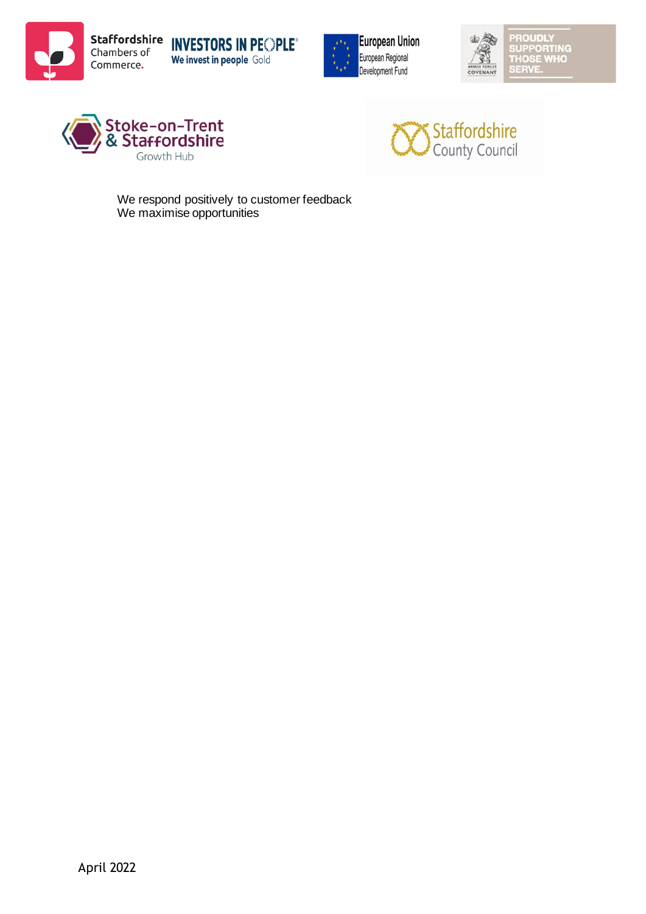We respond positively to customer feedback
We maximise opportunities

April 2022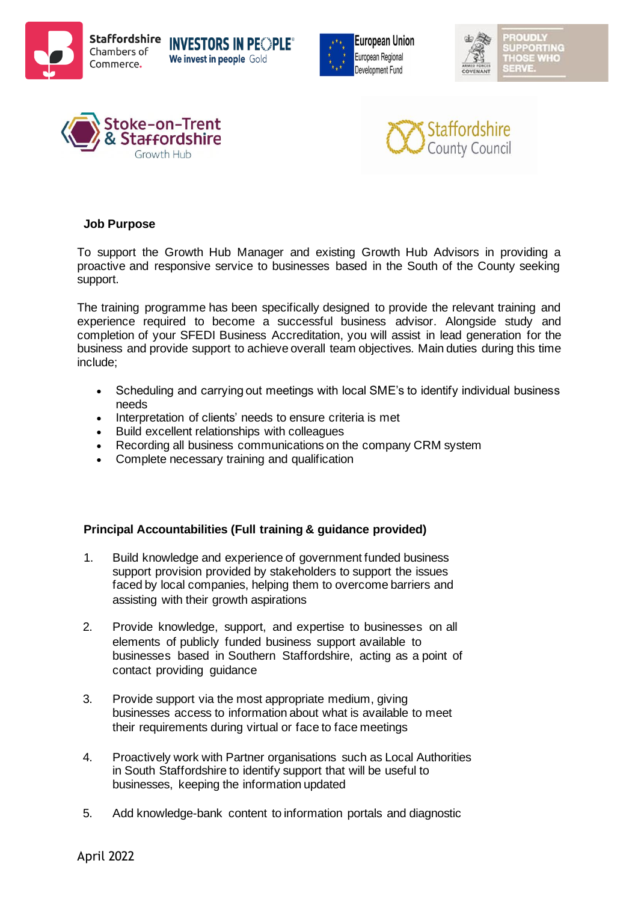**Job Purpose**

To support the Growth Hub Manager and existing Growth Hub Advisors in providing a proactive and responsive service to businesses based in the South of the County seeking support.

The training programme has been specifically designed to provide the relevant training and experience required to become a successful business advisor. Alongside study and completion of your SFEDI Business Accreditation, you will assist in lead generation for the business and provide support to achieve overall team objectives. Main duties during this time include;

- Scheduling and carrying out meetings with local SME's to identify individual business needs
- Interpretation of clients' needs to ensure criteria is met
- Build excellent relationships with colleagues
- Recording all business communications on the company CRM system
- Complete necessary training and qualification

**Principal Accountabilities (Full training & guidance provided)**

1. Build knowledge and experience of government funded business support provision provided by stakeholders to support the issues faced by local companies, helping them to overcome barriers and assisting with their growth aspirations

2. Provide knowledge, support, and expertise to businesses on all elements of publicly funded business support available to businesses based in Southern Staffordshire, acting as a point of contact providing guidance

3. Provide support via the most appropriate medium, giving businesses access to information about what is available to meet their requirements during virtual or face to face meetings

4. Proactively work with Partner organisations such as Local Authorities in South Staffordshire to identify support that will be useful to businesses, keeping the information updated

5. Add knowledge-bank content to information portals and diagnostic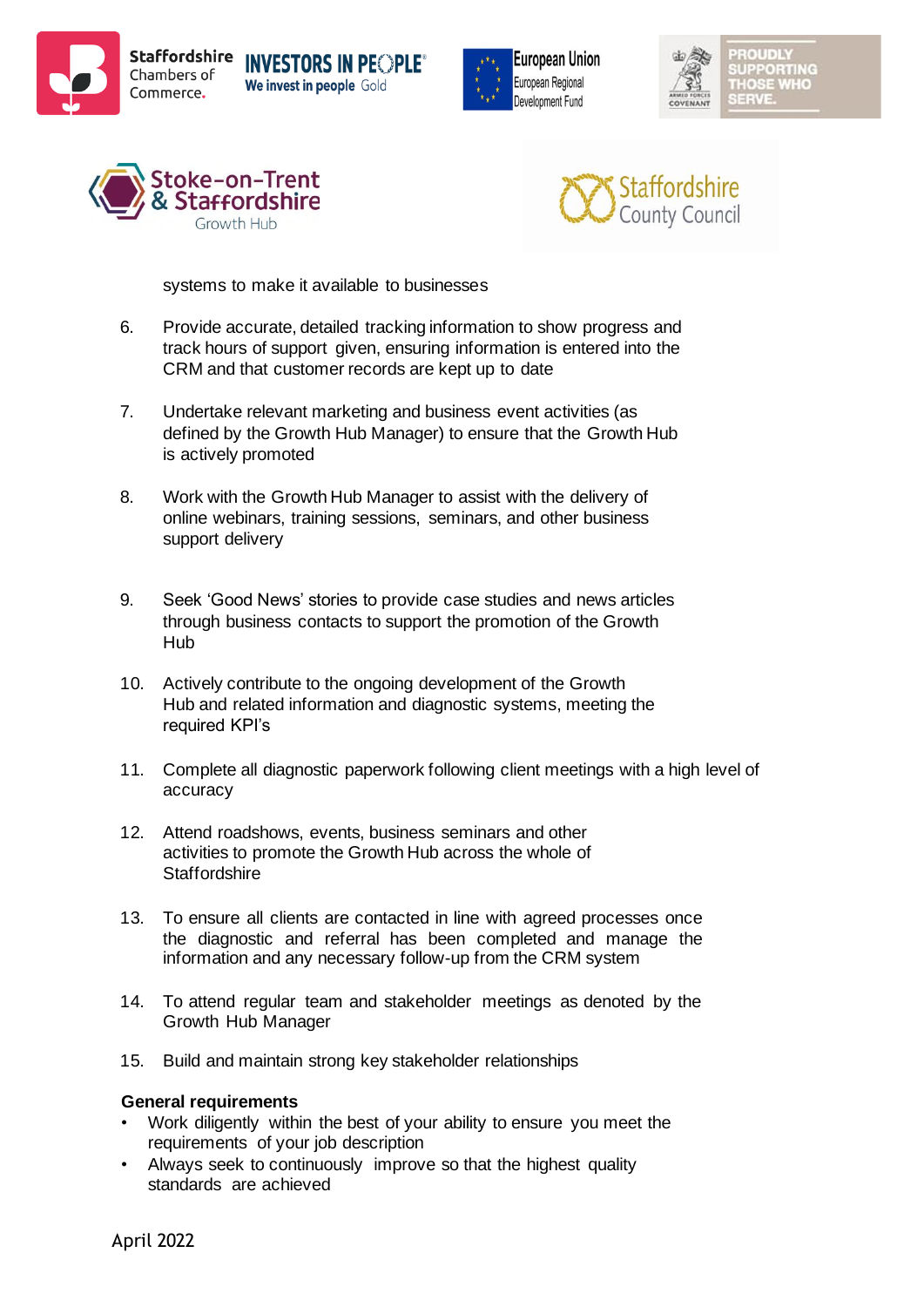systems to make it available to businesses

6. Provide accurate, detailed tracking information to show progress and track hours of support given, ensuring information is entered into the CRM and that customer records are kept up to date

7. Undertake relevant marketing and business event activities (as defined by the Growth Hub Manager) to ensure that the Growth Hub is actively promoted

8. Work with the Growth Hub Manager to assist with the delivery of online webinars, training sessions, seminars, and other business support delivery

9. Seek 'Good News' stories to provide case studies and news articles through business contacts to support the promotion of the Growth Hub

10. Actively contribute to the ongoing development of the Growth Hub and related information and diagnostic systems, meeting the required KPI's

11. Complete all diagnostic paperwork following client meetings with a high level of accuracy

12. Attend roadshows, events, business seminars and other activities to promote the Growth Hub across the whole of Staffordshire

13. To ensure all clients are contacted in line with agreed processes once the diagnostic and referral has been completed and manage the information and any necessary follow-up from the CRM system

14. To attend regular team and stakeholder meetings as denoted by the Growth Hub Manager

15. Build and maintain strong key stakeholder relationships

**General requirements**

- Work diligently within the best of your ability to ensure you meet the requirements of your job description
- Always seek to continuously improve so that the highest quality standards are achieved

April 2022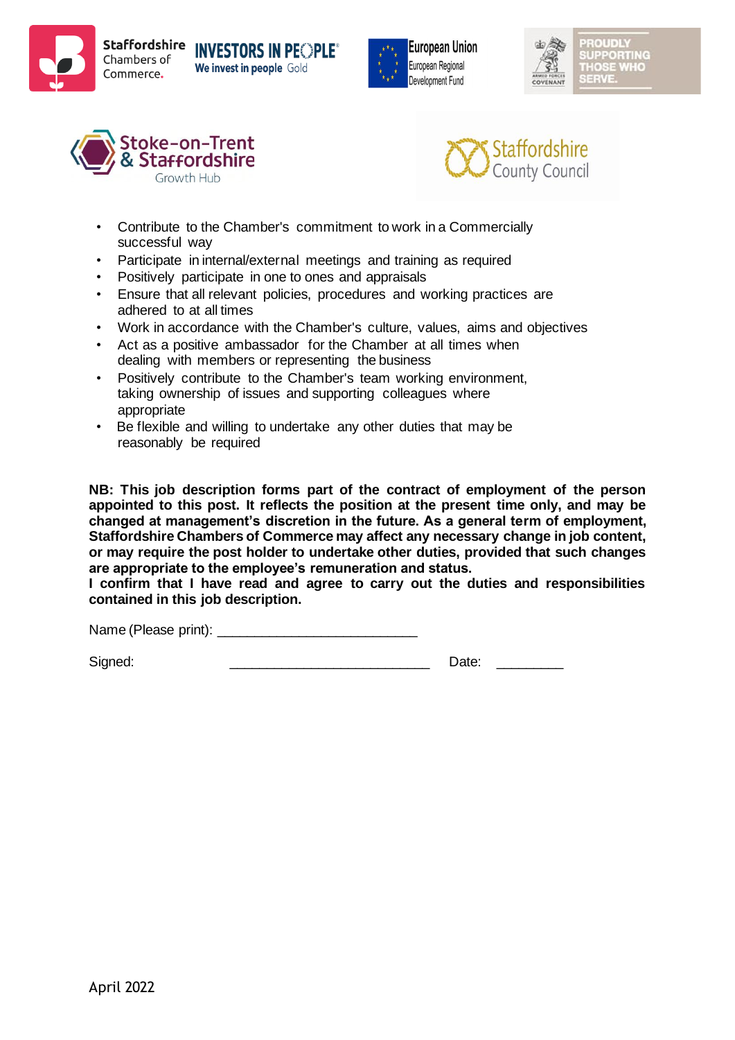- Contribute to the Chamber's commitment to work in a Commercially successful way
- Participate in internal/external meetings and training as required
- Positively participate in one to ones and appraisals
- Ensure that all relevant policies, procedures and working practices are adhered to at all times
- Work in accordance with the Chamber's culture, values, aims and objectives
- Act as a positive ambassador for the Chamber at all times when dealing with members or representing the business
- Positively contribute to the Chamber's team working environment, taking ownership of issues and supporting colleagues where appropriate
- Be flexible and willing to undertake any other duties that may be reasonably be required

**NB: This job description forms part of the contract of employment of the person appointed to this post. It reflects the position at the present time only, and may be changed at management's discretion in the future. As a general term of employment, Staffordshire Chambers of Commerce may affect any necessary change in job content, or may require the post holder to undertake other duties, provided that such changes are appropriate to the employee's remuneration and status.**
**I confirm that I have read and agree to carry out the duties and responsibilities contained in this job description.**

Name (Please print): ___________________________

Signed: ___________________________ Date: _________

April 2022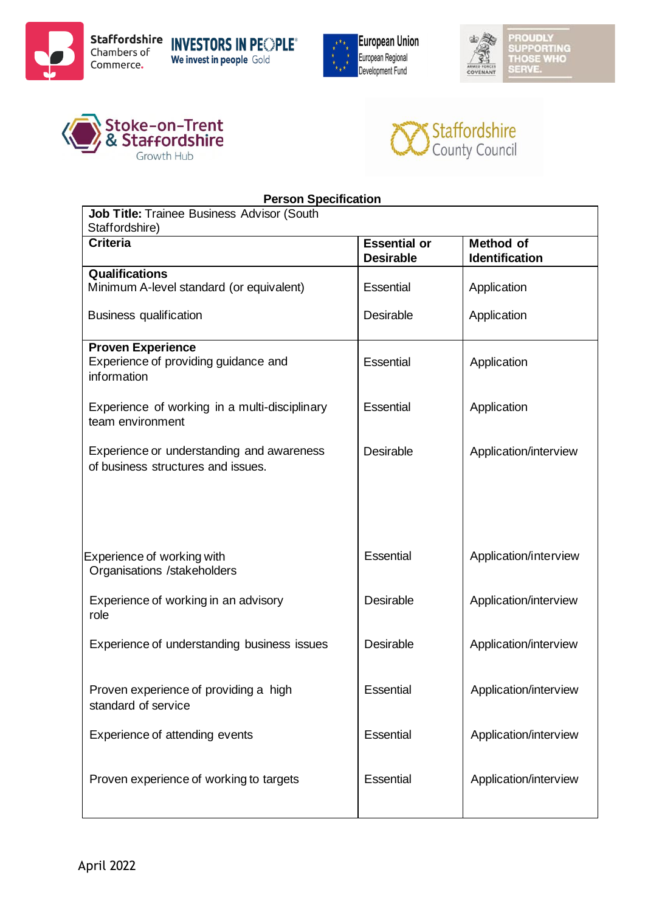**Person Specification**

| **Job Title:** Trainee Business Advisor (South Staffordshire) | | |
|---|---|---|
| **Criteria** | **Essential or Desirable** | **Method of Identification** |
| **Qualifications** | | |
| Minimum A-level standard (or equivalent) | Essential | Application |
| Business qualification | Desirable | Application |
| **Proven Experience** | | |
| Experience of providing guidance and information | Essential | Application |
| Experience of working in a multi-disciplinary team environment | Essential | Application |
| Experience or understanding and awareness of business structures and issues. | Desirable | Application/interview |
| Experience of working with Organisations /stakeholders | Essential | Application/interview |
| Experience of working in an advisory role | Desirable | Application/interview |
| Experience of understanding business issues | Desirable | Application/interview |
| Proven experience of providing a high standard of service | Essential | Application/interview |
| Experience of attending events | Essential | Application/interview |
| Proven experience of working to targets | Essential | Application/interview |

April 2022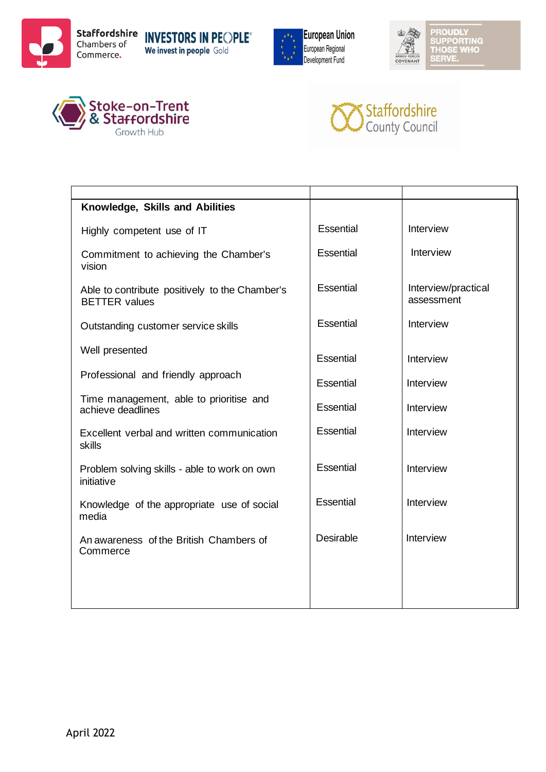| | | |
|---|---|---|
| **Knowledge, Skills and Abilities** | | |
| Highly competent use of IT | Essential | Interview |
| Commitment to achieving the Chamber's vision | Essential | Interview |
| Able to contribute positively to the Chamber's BETTER values | Essential | Interview/practical assessment |
| Outstanding customer service skills | Essential | Interview |
| Well presented | Essential | Interview |
| Professional and friendly approach | Essential | Interview |
| Time management, able to prioritise and achieve deadlines | Essential | Interview |
| Excellent verbal and written communication skills | Essential | Interview |
| Problem solving skills - able to work on own initiative | Essential | Interview |
| Knowledge of the appropriate use of social media | Essential | Interview |
| An awareness of the British Chambers of Commerce | Desirable | Interview |

April 2022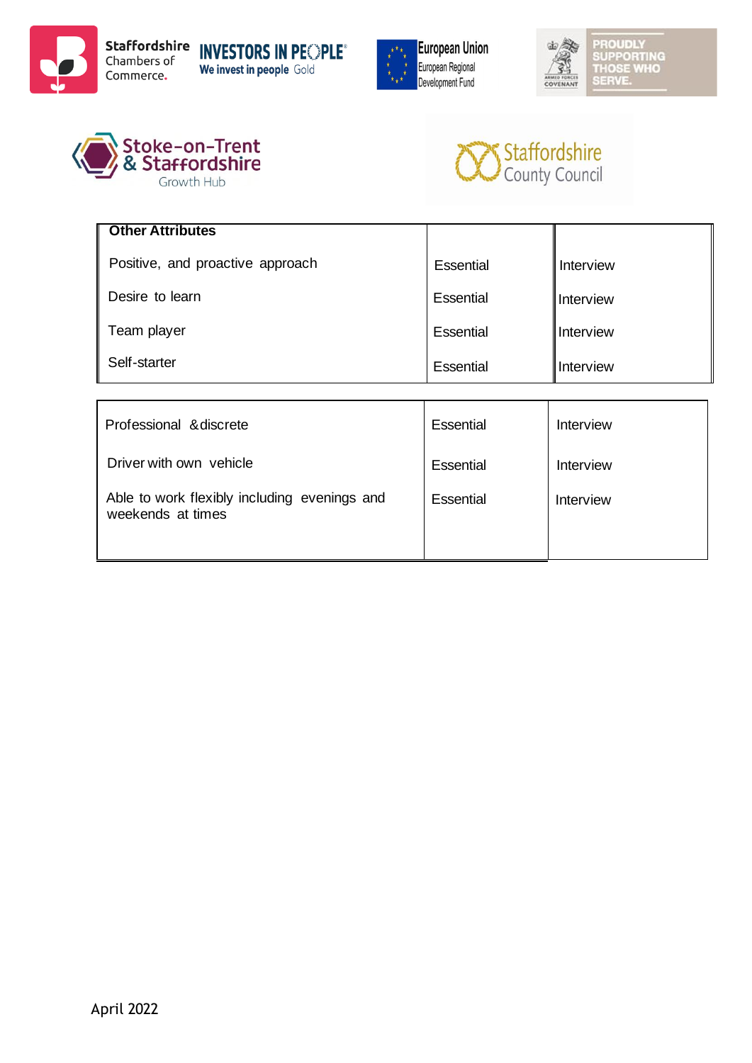| Other Attributes | | |
|---|---|---|
| Positive, and proactive approach | Essential | Interview |
| Desire to learn | Essential | Interview |
| Team player | Essential | Interview |
| Self-starter | Essential | Interview |

| | | |
|---|---|---|
| Professional &discrete | Essential | Interview |
| Driver with own vehicle | Essential | Interview |
| Able to work flexibly including evenings and weekends at times | Essential | Interview |

April 2022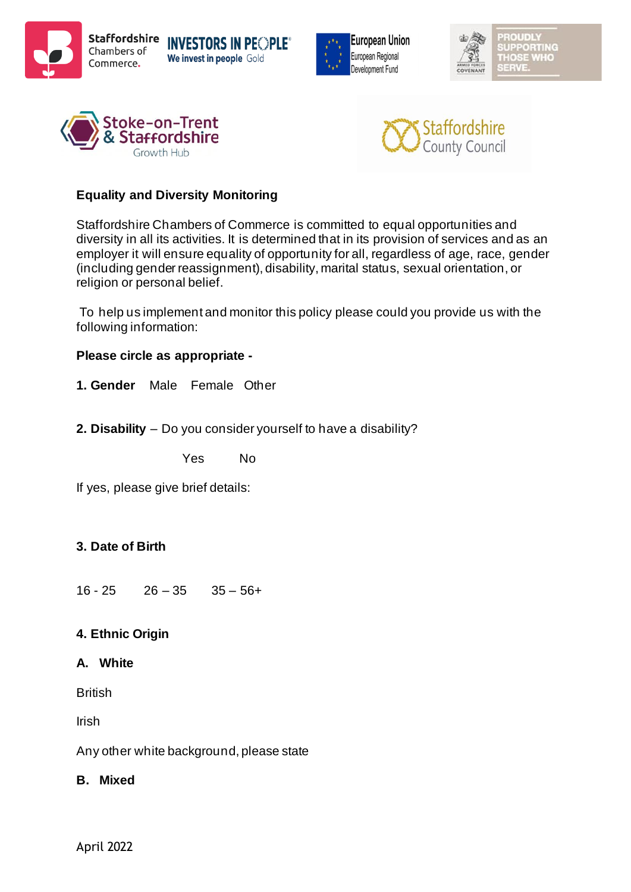**Equality and Diversity Monitoring**

Staffordshire Chambers of Commerce is committed to equal opportunities and diversity in all its activities. It is determined that in its provision of services and as an employer it will ensure equality of opportunity for all, regardless of age, race, gender (including gender reassignment), disability, marital status, sexual orientation, or religion or personal belief.

To help us implement and monitor this policy please could you provide us with the following information:

**Please circle as appropriate -**

**1. Gender** Male Female Other

**2. Disability** – Do you consider yourself to have a disability?

Yes No

If yes, please give brief details:

**3. Date of Birth**

16 - 25 26 – 35 35 – 56+

**4. Ethnic Origin**

**A. White**

British

Irish

Any other white background, please state

**B. Mixed**

April 2022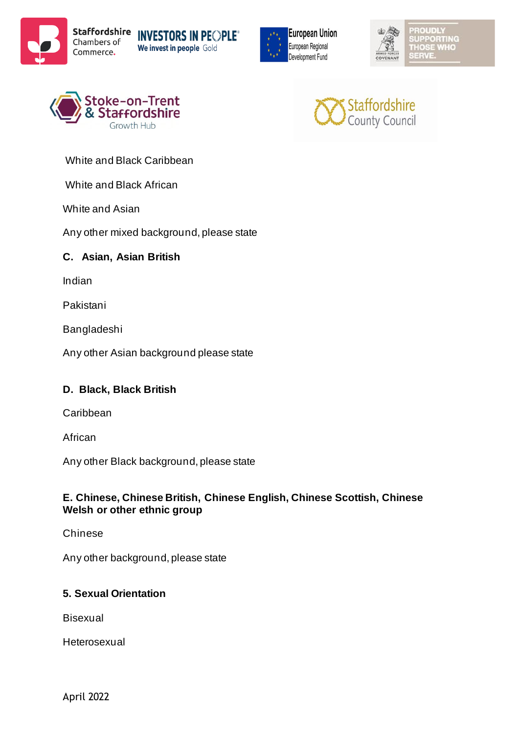White and Black Caribbean

White and Black African

White and Asian

Any other mixed background, please state

**C. Asian, Asian British**

Indian

Pakistani

Bangladeshi

Any other Asian background please state

**D. Black, Black British**

Caribbean

African

Any other Black background, please state

**E. Chinese, Chinese British, Chinese English, Chinese Scottish, Chinese Welsh or other ethnic group**

Chinese

Any other background, please state

**5. Sexual Orientation**

Bisexual

Heterosexual

April 2022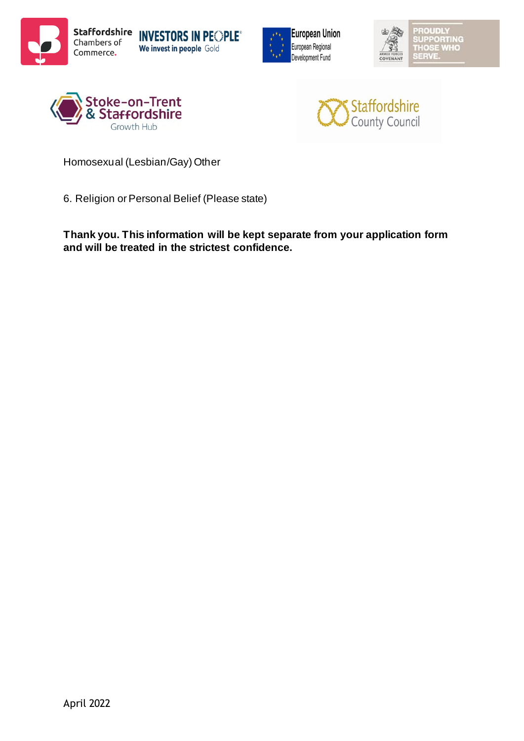Homosexual (Lesbian/Gay) Other

6. Religion or Personal Belief (Please state)

**Thank you. This information will be kept separate from your application form and will be treated in the strictest confidence.**

April 2022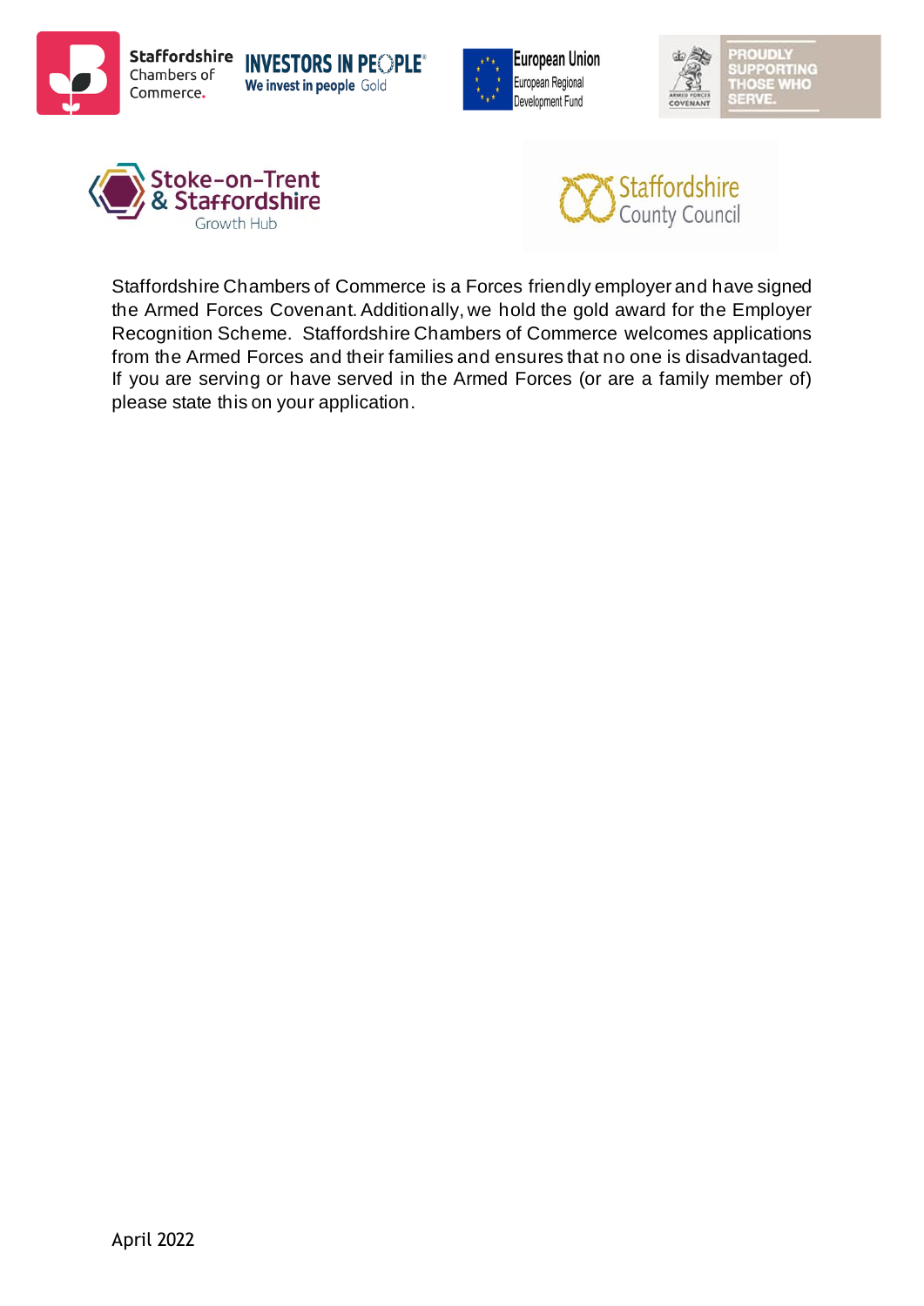Staffordshire Chambers of Commerce is a Forces friendly employer and have signed the Armed Forces Covenant. Additionally, we hold the gold award for the Employer Recognition Scheme. Staffordshire Chambers of Commerce welcomes applications from the Armed Forces and their families and ensures that no one is disadvantaged. If you are serving or have served in the Armed Forces (or are a family member of) please state this on your application.

April 2022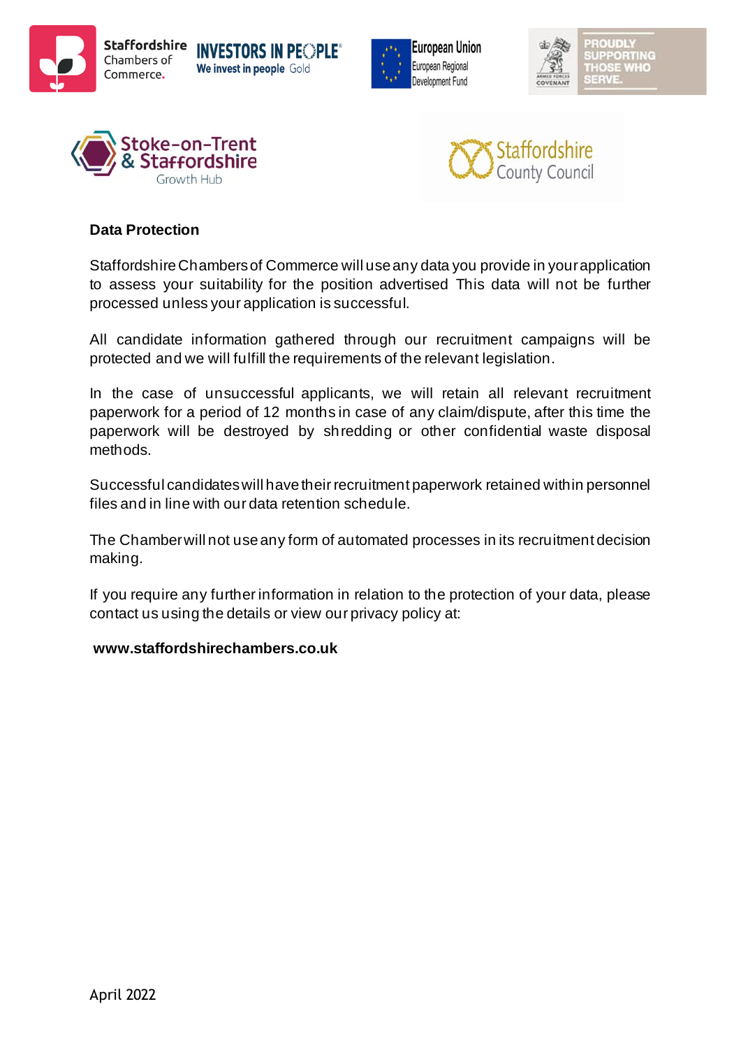**Data Protection**

Staffordshire Chambers of Commerce will use any data you provide in your application to assess your suitability for the position advertised This data will not be further processed unless your application is successful.

All candidate information gathered through our recruitment campaigns will be protected and we will fulfill the requirements of the relevant legislation.

In the case of unsuccessful applicants, we will retain all relevant recruitment paperwork for a period of 12 months in case of any claim/dispute, after this time the paperwork will be destroyed by shredding or other confidential waste disposal methods.

Successful candidates will have their recruitment paperwork retained within personnel files and in line with our data retention schedule.

The Chamber will not use any form of automated processes in its recruitment decision making.

If you require any further information in relation to the protection of your data, please contact us using the details or view our privacy policy at:

**www.staffordshirechambers.co.uk**

April 2022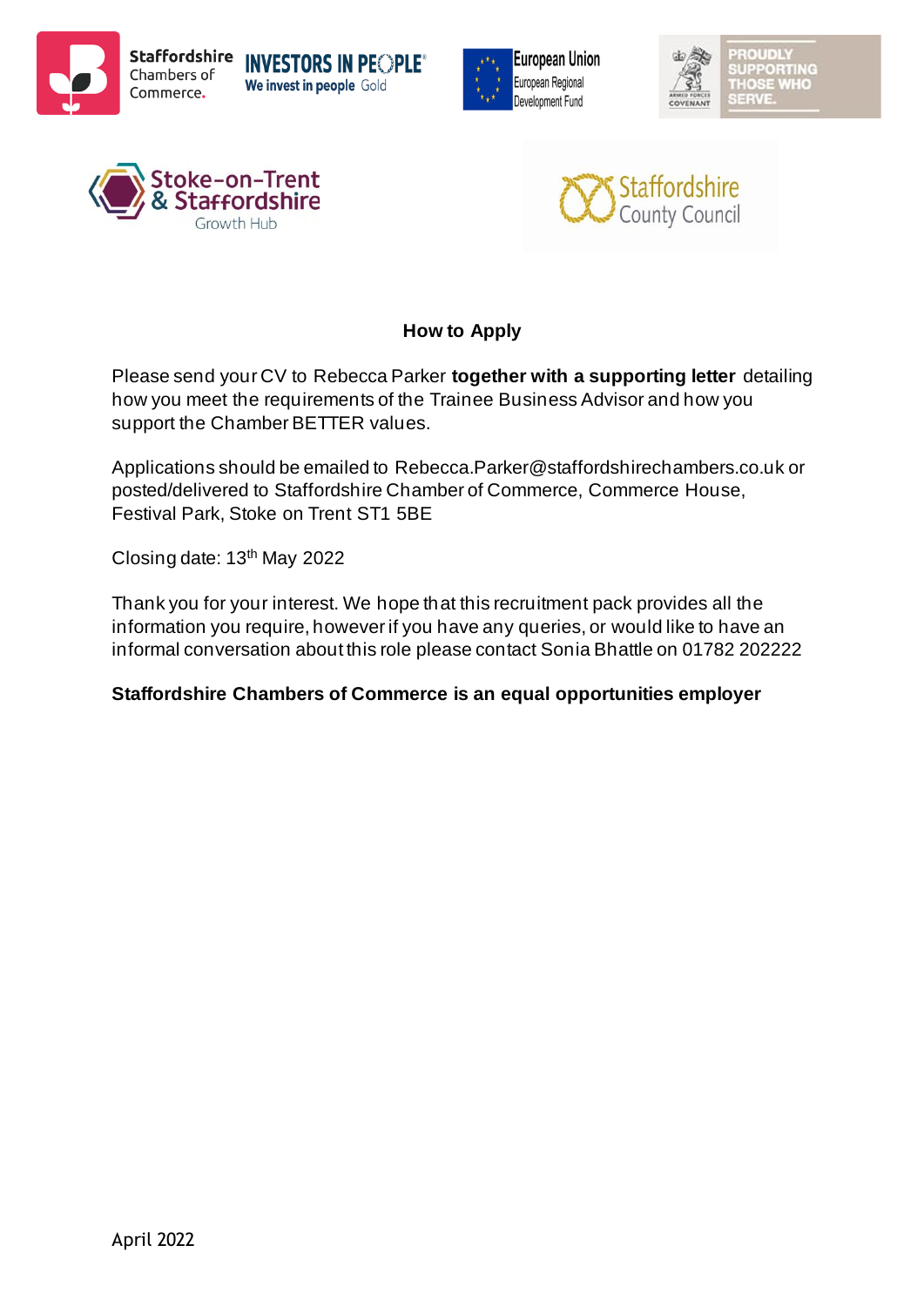## How to Apply

Please send your CV to Rebecca Parker **together with a supporting letter** detailing how you meet the requirements of the Trainee Business Advisor and how you support the Chamber BETTER values.

Applications should be emailed to Rebecca.Parker@staffordshirechambers.co.uk or posted/delivered to Staffordshire Chamber of Commerce, Commerce House, Festival Park, Stoke on Trent ST1 5BE

Closing date: 13th May 2022

Thank you for your interest. We hope that this recruitment pack provides all the information you require, however if you have any queries, or would like to have an informal conversation about this role please contact Sonia Bhattle on 01782 202222

**Staffordshire Chambers of Commerce is an equal opportunities employer**

April 2022